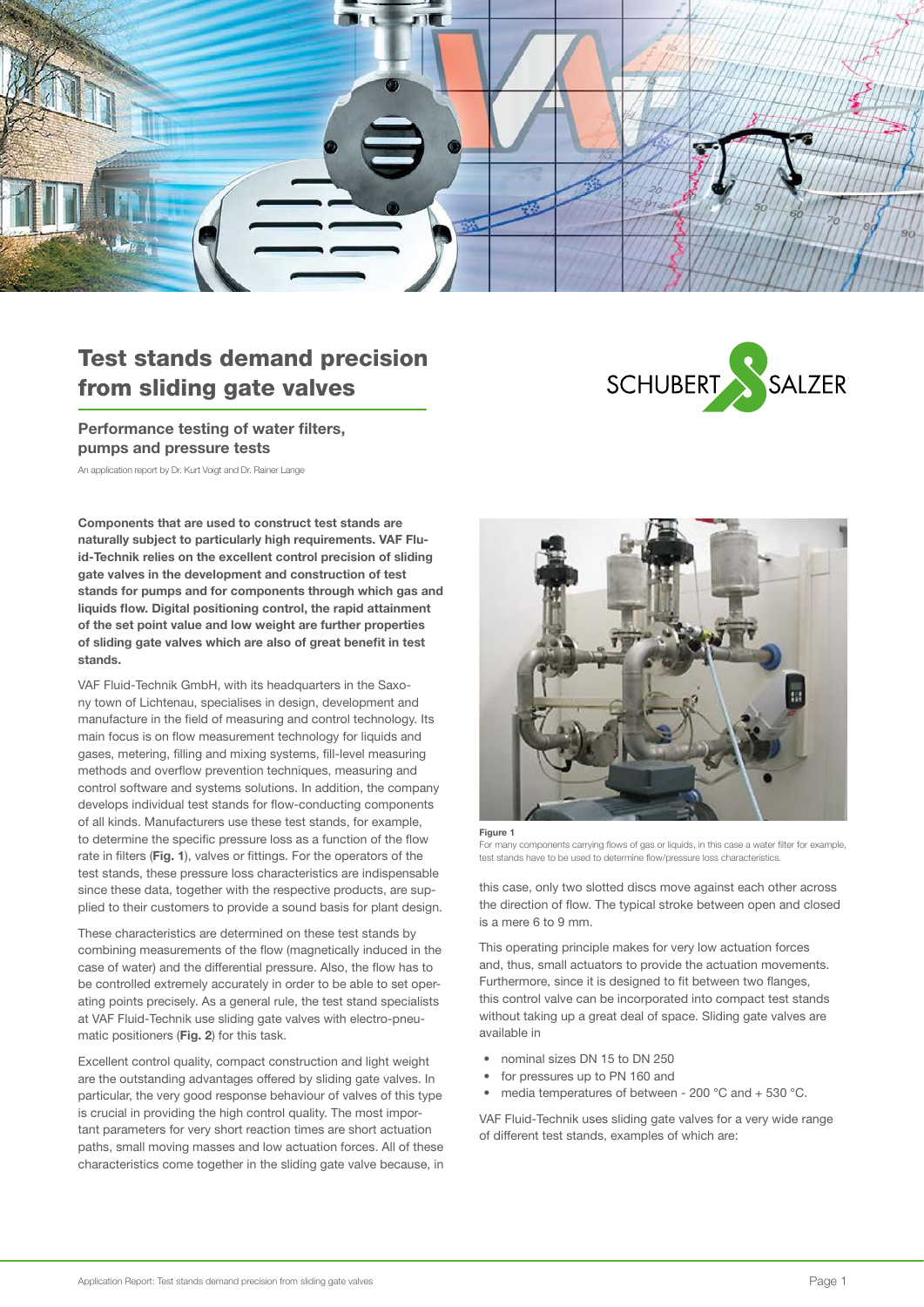# Test stands demand precision from sliding gate valves

## Performance testing of water filters, pumps and pressure tests

An application report by Dr. Kurt Voigt and Dr. Rainer Lange

**Components that are used to construct test stands are naturally subject to particularly high requirements. VAF Fluid-Technik relies on the excellent control precision of sliding gate valves in the development and construction of test stands for pumps and for components through which gas and liquids flow. Digital positioning control, the rapid attainment of the set point value and low weight are further properties of sliding gate valves which are also of great benefit in test stands.**

VAF Fluid-Technik GmbH, with its headquarters in the Saxony town of Lichtenau, specialises in design, development and manufacture in the field of measuring and control technology. Its main focus is on flow measurement technology for liquids and gases, metering, filling and mixing systems, fill-level measuring methods and overflow prevention techniques, measuring and control software and systems solutions. In addition, the company develops individual test stands for flow-conducting components of all kinds. Manufacturers use these test stands, for example, to determine the specific pressure loss as a function of the flow rate in filters (**Fig. 1**), valves or fittings. For the operators of the test stands, these pressure loss characteristics are indispensable since these data, together with the respective products, are supplied to their customers to provide a sound basis for plant design.

These characteristics are determined on these test stands by combining measurements of the flow (magnetically induced in the case of water) and the differential pressure. Also, the flow has to be controlled extremely accurately in order to be able to set operating points precisely. As a general rule, the test stand specialists at VAF Fluid-Technik use sliding gate valves with electro-pneumatic positioners (**Fig. 2**) for this task.

Excellent control quality, compact construction and light weight are the outstanding advantages offered by sliding gate valves. In particular, the very good response behaviour of valves of this type is crucial in providing the high control quality. The most important parameters for very short reaction times are short actuation paths, small moving masses and low actuation forces. All of these characteristics come together in the sliding gate valve because, in this case, only two slotted discs move against each other across the direction of flow. The typical stroke between open and closed is a mere 6 to 9 mm.

**Figure 1**
For many components carrying flows of gas or liquids, in this case a water filter for example, test stands have to be used to determine flow/pressure loss characteristics.

This operating principle makes for very low actuation forces and, thus, small actuators to provide the actuation movements. Furthermore, since it is designed to fit between two flanges, this control valve can be incorporated into compact test stands without taking up a great deal of space. Sliding gate valves are available in

- nominal sizes DN 15 to DN 250
- for pressures up to PN 160 and
- media temperatures of between - 200 °C and + 530 °C.

VAF Fluid-Technik uses sliding gate valves for a very wide range of different test stands, examples of which are: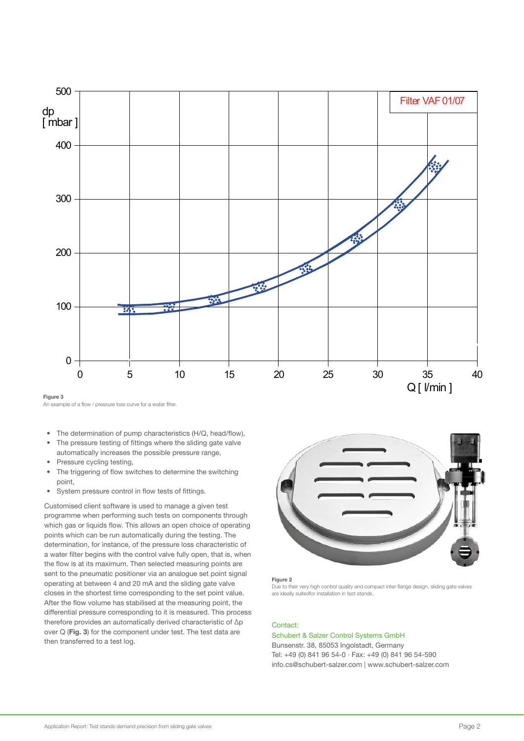Filter VAF 01/07

dp
[ mbar ]

500
400
300
200
100
0

0
5
10
15
20
25
30
35
40

Q [ l/min ]

**Figure 3**
An example of a flow / pressure loss curve for a water filter.

- The determination of pump characteristics (H/Q, head/flow),
- The pressure testing of fittings where the sliding gate valve automatically increases the possible pressure range,
- Pressure cycling testing,
- The triggering of flow switches to determine the switching point,
- System pressure control in flow tests of fittings.

Customised client software is used to manage a given test programme when performing such tests on components through which gas or liquids flow. This allows an open choice of operating points which can be run automatically during the testing. The determination, for instance, of the pressure loss characteristic of a water filter begins with the control valve fully open, that is, when the flow is at its maximum. Then selected measuring points are sent to the pneumatic positioner via an analogue set point signal operating at between 4 and 20 mA and the sliding gate valve closes in the shortest time corresponding to the set point value. After the flow volume has stabilised at the measuring point, the differential pressure corresponding to it is measured. This process therefore provides an automatically derived characteristic of Δp over Q (**Fig. 3**) for the component under test. The test data are then transferred to a test log.

**Figure 2**
Due to their very high control quality and compact inter-flange design, sliding gate valves are ideally suitedfor installation in test stands.

Contact:
Schubert & Salzer Control Systems GmbH
Bunsenstr. 38, 85053 Ingolstadt, Germany
Tel: +49 (0) 841 96 54-0 · Fax: +49 (0) 841 96 54-590
info.cs@schubert-salzer.com | www.schubert-salzer.com